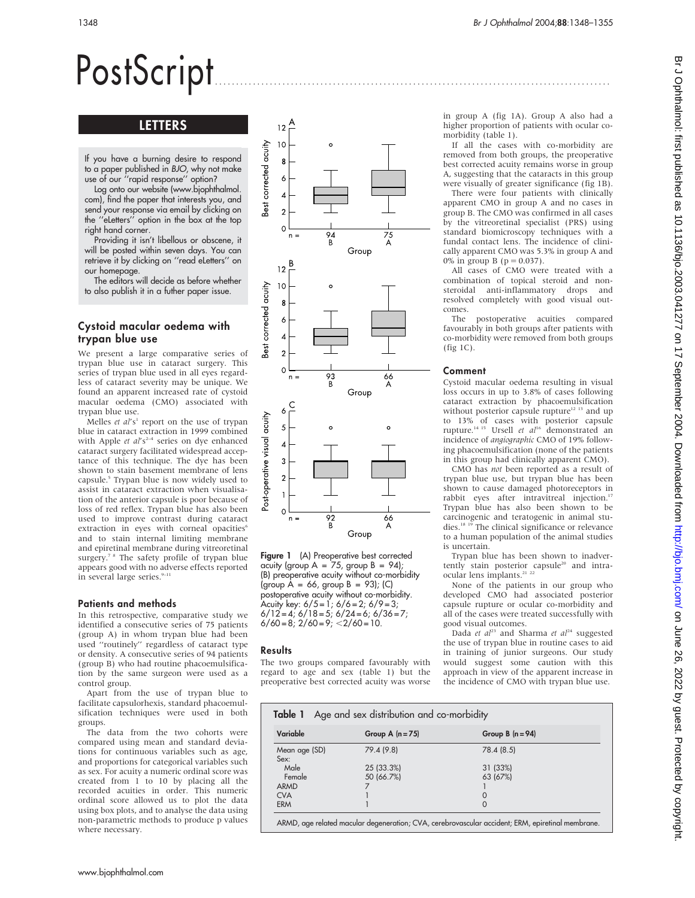# PostScript

## LETTERS

If you have a burning desire to respond to a paper published in *BJO*, why not make use of our ''rapid response'' option?

Log onto our website (www.bjophthalmol.com), find the paper that interests you, and send your response via email by clicking on the ''eLetters'' option in the box at the top right hand corner.

Providing it isn't libellous or obscene, it will be posted within seven days. You can retrieve it by clicking on ''read eLetters'' on our homepage.

The editors will decide as before whether to also publish it in a futher paper issue.

### Cystoid macular oedema with trypan blue use

We present a large comparative series of trypan blue use in cataract surgery. This series of trypan blue used in all eyes regardless of cataract severity may be unique. We found an apparent increased rate of cystoid macular oedema (CMO) associated with trypan blue use.

Melles *et al*'s[1] report on the use of trypan blue in cataract extraction in 1999 combined with Apple *et al*'s[2–4] series on dye enhanced cataract surgery facilitated wide spread acceptance of this technique. The dye has been shown to stain basement membrane of lens capsule.[5] Trypan blue is now widely used to assist in cataract extraction when visualisation of the anterior capsule is poor because of loss of red reflex. Trypan blue has also been used to improve contrast during cataract extraction in eyes with corneal opacities[6] and to stain internal limiting membrane and epiretinal membrane during vitreoretinal surgery.[7 8] The safety profile of trypan blue appears good with no adverse effects reported in several large series.[9–11]

#### Patients and methods

In this retrospective, comparative study we identified a consecutive series of 75 patients (group A) in whom trypan blue had been used ''routinely'' regardless of cataract type or density. A consecutive series of 94 patients (group B) who had routine phacoemulsification by the same surgeon were used as a control group.

Apart from the use of trypan blue to facilitate capsulorhexis, standard phacoemulsification techniques were used in both groups.

The data from the two cohorts were compared using mean and standard deviations for continuous variables such as age, and proportions for categorical variables such as sex. For acuity a numeric ordinal score was created from 1 to 10 by placing all the recorded acuities in order. This numeric ordinal score allowed us to plot the data using box plots, and to analyse the data using non-parametric methods to produce p values where necessary.

Figure 1 (A) Preoperative best corrected acuity (group A = 75, group B = 94); (B) preoperative acuity without co-morbidity (group A = 66, group B = 93); (C) postoperative acuity without co-morbidity. Acuity key: 6/5 = 1; 6/6 = 2; 6/9 = 3; 6/12 = 4; 6/18 = 5; 6/24 = 6; 6/36 = 7; 6/60 = 8; 2/60 = 9; <2/60 = 10.

#### Results

The two groups compared favourably with regard to age and sex (table 1) but the preoperative best corrected acuity was worse in group A (fig 1A). Group A also had a higher proportion of patients with ocular co-morbidity (table 1).

If all the cases with co-morbidity are removed from both groups, the preoperative best corrected acuity remains worse in group A, suggesting that the cataracts in this group were visually of greater significance (fig 1B).

There were four patients with clinically apparent CMO in group A and no cases in group B. The CMO was confirmed in all cases by the vitreoretinal specialist (PRS) using standard biomicroscopy techniques with a fundal contact lens. The incidence of clinically apparent CMO was 5.3% in group A and 0% in group B (p = 0.037).

All cases of CMO were treated with a combination of topical steroid and non-steroidal anti-inflammatory drops and resolved completely with good visual outcomes.

The postoperative acuities compared favourably in both groups after patients with co-morbidity were removed from both groups (fig 1C).

#### Comment

Cystoid macular oedema resulting in visual loss occurs in up to 3.8% of cases following cataract extraction by phacoemulsification without posterior capsule rupture[12 13] and up to 13% of cases with posterior capsule rupture.[14 15] Ursell *et al*[16] demonstrated an incidence of *angiographic* CMO of 19% following phacoemulsification (none of the patients in this group had clinically apparent CMO).

CMO has *not* been reported as a result of trypan blue use, but trypan blue has been shown to cause damaged photoreceptors in rabbit eyes after intravitreal injection.[17] Trypan blue has also been shown to be carcinogenic and teratogenic in animal studies.[18 19] The clinical significance or relevance to a human population of the animal studies is uncertain.

Trypan blue has been shown to inadvertently stain posterior capsule[20] and intraocular lens implants.[21 22]

None of the patients in our group who developed CMO had associated posterior capsule rupture or ocular co-morbidity and all of the cases were treated successfully with good visual outcomes.

Dada *et al*[23] and Sharma *et al*[24] suggested the use of trypan blue in routine cases to aid in training of junior surgeons. Our study would suggest some caution with this approach in view of the apparent increase in the incidence of CMO with trypan blue use.

**Table 1** Age and sex distribution and co-morbidity

| Variable | Group A (n = 75) | Group B (n = 94) |
|---|---|---|
| Mean age (SD) | 79.4 (9.8) | 78.4 (8.5) |
| Sex: | | |
| Male | 25 (33.3%) | 31 (33%) |
| Female | 50 (66.7%) | 63 (67%) |
| ARMD | 7 | 1 |
| CVA | 1 | 0 |
| ERM | 1 | 0 |

ARMD, age related macular degeneration; CVA, cerebrovascular accident; ERM, epiretinal membrane.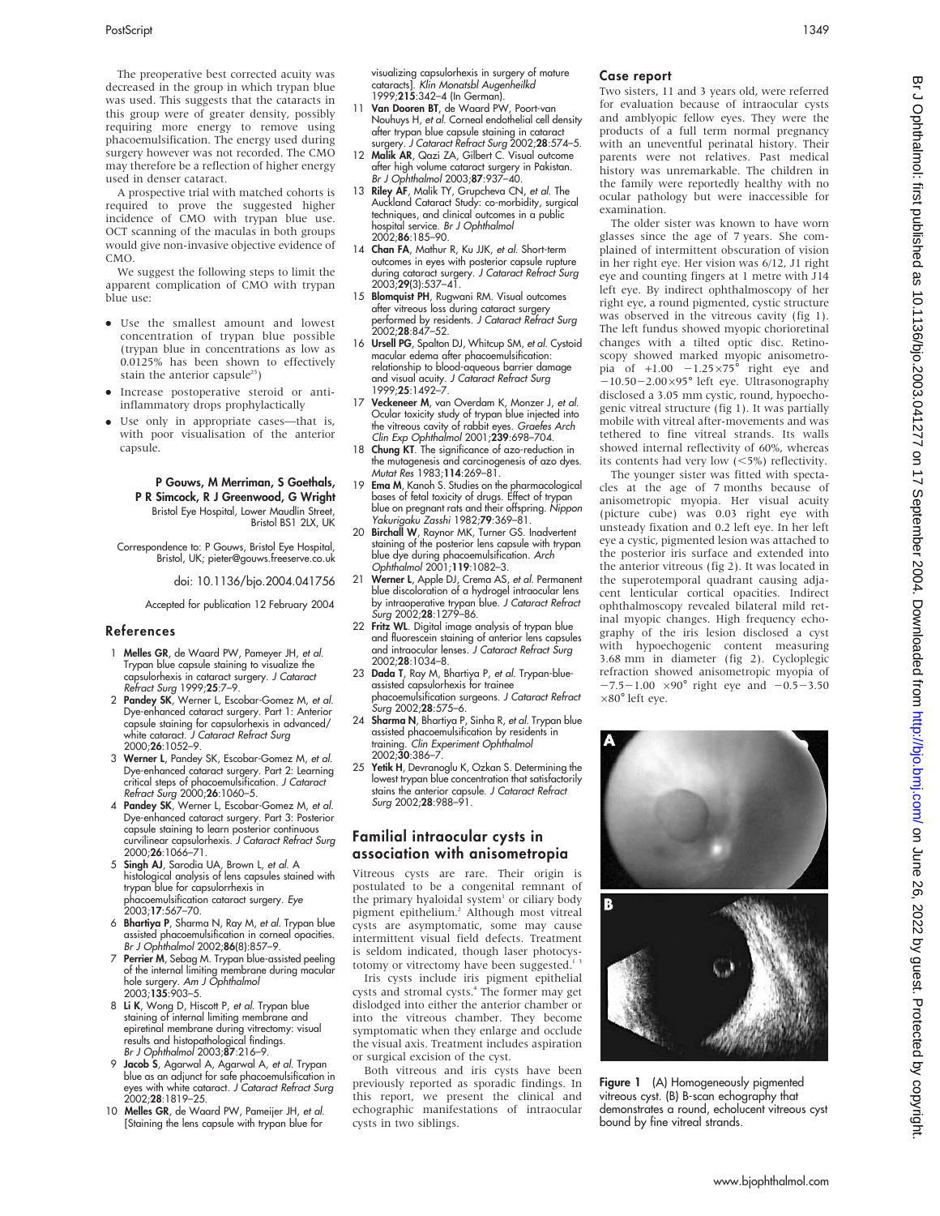The preoperative best corrected acuity was decreased in the group in which trypan blue was used. This suggests that the cataracts in this group were of greater density, possibly requiring more energy to remove using phacoemulsification. The energy used during surgery however was not recorded. The CMO may therefore be a reflection of higher energy used in denser cataract.

A prospective trial with matched cohorts is required to prove the suggested higher incidence of CMO with trypan blue use. OCT scanning of the maculas in both groups would give non-invasive objective evidence of CMO.

We suggest the following steps to limit the apparent complication of CMO with trypan blue use:

- Use the smallest amount and lowest concentration of trypan blue possible (trypan blue in concentrations as low as 0.0125% has been shown to effectively stain the anterior capsule[25])
- Increase postoperative steroid or anti-inflammatory drops prophylactically
- Use only in appropriate cases—that is, with poor visualisation of the anterior capsule.

**P Gouws, M Merriman, S Goethals, P R Simcock, R J Greenwood, G Wright**
Bristol Eye Hospital, Lower Maudlin Street, Bristol BS1 2LX, UK

Correspondence to: P Gouws, Bristol Eye Hospital, Bristol, UK; pieter@gouws.freeserve.co.uk

doi: 10.1136/bjo.2004.041756

Accepted for publication 12 February 2004

## References

1. **Melles GR**, de Waard PW, Pameyer JH, *et al*. Trypan blue capsule staining to visualize the capsulorhexis in cataract surgery. *J Cataract Refract Surg* 1999;**25**:7–9.
2. **Pandey SK**, Werner L, Escobar-Gomez M, *et al*. Dye-enhanced cataract surgery. Part 1: Anterior capsule staining for capsulorhexis in advanced/white cataract. *J Cataract Refract Surg* 2000;**26**:1052–9.
3. **Werner L**, Pandey SK, Escobar-Gomez M, *et al*. Dye-enhanced cataract surgery. Part 2: Learning critical steps of phacoemulsification. *J Cataract Refract Surg* 2000;**26**:1060–5.
4. **Pandey SK**, Werner L, Escobar-Gomez M, *et al*. Dye-enhanced cataract surgery. Part 3: Posterior capsule staining to learn posterior continuous curvilinear capsulorhexis. *J Cataract Refract Surg* 2000;**26**:1066–71.
5. **Singh AJ**, Sarodia UA, Brown L, *et al*. A histological analysis of lens capsules stained with trypan blue for capsulorrhexis in phacoemulsification cataract surgery. *Eye* 2003;**17**:567–70.
6. **Bhartiya P**, Sharma N, Ray M, *et al*. Trypan blue assisted phacoemulsification in corneal opacities. *Br J Ophthalmol* 2002;**86**(8):857–9.
7. **Perrier M**, Sebag M. Trypan blue-assisted peeling of the internal limiting membrane during macular hole surgery. *Am J Ophthalmol* 2003;**135**:903–5.
8. **Li K**, Wong D, Hiscott P, *et al*. Trypan blue staining of internal limiting membrane and epiretinal membrane during vitrectomy: visual results and histopathological findings. *Br J Ophthalmol* 2003;**87**:216–9.
9. **Jacob S**, Agarwal A, Agarwal A, *et al*. Trypan blue as an adjunct for safe phacoemulsification in eyes with white cataract. *J Cataract Refract Surg* 2002;**28**:1819–25.
10. **Melles GR**, de Waard PW, Pameijer JH, *et al*. [Staining the lens capsule with trypan blue for visualizing capsulorhexis in surgery of mature cataracts]. *Klin Monatsbl Augenheilkd* 1999;**215**:342–4 (In German).
11. **Van Dooren BT**, de Waard PW, Poort-van Nouhuys H, *et al*. Corneal endothelial cell density after trypan blue capsule staining in cataract surgery. *J Cataract Refract Surg* 2002;**28**:574–5.
12. **Malik AR**, Qazi ZA, Gilbert C. Visual outcome after high volume cataract surgery in Pakistan. *Br J Ophthalmol* 2003;**87**:937–40.
13. **Riley AF**, Malik TY, Grupcheva CN, *et al*. The Auckland Cataract Study: co-morbidity, surgical techniques, and clinical outcomes in a public hospital service. *Br J Ophthalmol* 2002;**86**:185–90.
14. **Chan FA**, Mathur R, Ku JJK, *et al*. Short-term outcomes in eyes with posterior capsule rupture during cataract surgery. *J Cataract Refract Surg* 2003;**29**(3):537–41.
15. **Blomquist PH**, Rugwani RM. Visual outcomes after vitreous loss during cataract surgery performed by residents. *J Cataract Refract Surg* 2002;**28**:847–52.
16. **Ursell PG**, Spalton DJ, Whitcup SM, *et al*. Cystoid macular edema after phacoemulsification: relationship to blood-aqueous barrier damage and visual acuity. *J Cataract Refract Surg* 1999;**25**:1492–7.
17. **Veckeneer M**, van Overdam K, Monzer J, *et al*. Ocular toxicity study of trypan blue injected into the vitreous cavity of rabbit eyes. *Graefes Arch Clin Exp Ophthalmol* 2001;**239**:698–704.
18. **Chung KT**. The significance of azo-reduction in the mutagenesis and carcinogenesis of azo dyes. *Mutat Res* 1983;**114**:269–81.
19. **Ema M**, Kanoh S. Studies on the pharmacological bases of fetal toxicity of drugs. Effect of trypan blue on pregnant rats and their offspring. *Nippon Yakurigaku Zasshi* 1982;**79**:369–81.
20. **Birchall W**, Raynor MK, Turner GS. Inadvertent staining of the posterior lens capsule with trypan blue dye during phacoemulsification. *Arch Ophthalmol* 2001;**119**:1082–3.
21. **Werner L**, Apple DJ, Crema AS, *et al*. Permanent blue discoloration of a hydrogel intraocular lens by intraoperative trypan blue. *J Cataract Refract Surg* 2002;**28**:1279–86.
22. **Fritz WL**. Digital image analysis of trypan blue and fluorescein staining of anterior lens capsules and intraocular lenses. *J Cataract Refract Surg* 2002;**28**:1034–8.
23. **Dada T**, Ray M, Bhartiya P, *et al*. Trypan-blue-assisted capsulorhexis for trainee phacoemulsification surgeons. *J Cataract Refract Surg* 2002;**28**:575–6.
24. **Sharma N**, Bhartiya P, Sinha R, *et al*. Trypan blue assisted phacoemulsification by residents in training. *Clin Experiment Ophthalmol* 2002;**30**:386–7.
25. **Yetik H**, Devranoglu K, Ozkan S. Determining the lowest trypan blue concentration that satisfactorily stains the anterior capsule. *J Cataract Refract Surg* 2002;**28**:988–91.

# Familial intraocular cysts in association with anisometropia

Vitreous cysts are rare. Their origin is postulated to be a congenital remnant of the primary hyaloidal system[1] or ciliary body pigment epithelium.[2] Although most vitreal cysts are asymptomatic, some may cause intermittent visual field defects. Treatment is seldom indicated, though laser photocystotomy or vitrectomy have been suggested.[1 3]

Iris cysts include iris pigment epithelial cysts and stromal cysts.[4] The former may get dislodged into either the anterior chamber or into the vitreous chamber. They become symptomatic when they enlarge and occlude the visual axis. Treatment includes aspiration or surgical excision of the cyst.

Both vitreous and iris cysts have been previously reported as sporadic findings. In this report, we present the clinical and echographic manifestations of intraocular cysts in two siblings.

## Case report

Two sisters, 11 and 3 years old, were referred for evaluation because of intraocular cysts and amblyopic fellow eyes. They were the products of a full term normal pregnancy with an uneventful perinatal history. Their parents were not relatives. Past medical history was unremarkable. The children in the family were reportedly healthy with no ocular pathology but were inaccessible for examination.

The older sister was known to have worn glasses since the age of 7 years. She complained of intermittent obscuration of vision in her right eye. Her vision was 6/12, J1 right eye and counting fingers at 1 metre with J14 left eye. By indirect ophthalmoscopy of her right eye, a round pigmented, cystic structure was observed in the vitreous cavity (fig 1). The left fundus showed myopic chorioretinal changes with a tilted optic disc. Retinoscopy showed marked myopic anisometropia of $+1.00$ $-1.25\times75°$ right eye and $-10.50-2.00\times95°$ left eye. Ultrasonography disclosed a 3.05 mm cystic, round, hypoechogenic vitreal structure (fig 1). It was partially mobile with vitreal after-movements and was tethered to fine vitreal strands. Its walls showed internal reflectivity of 60%, whereas its contents had very low (<5%) reflectivity.

The younger sister was fitted with spectacles at the age of 7 months because of anisometropic myopia. Her visual acuity (picture cube) was 0.03 right eye with unsteady fixation and 0.2 left eye. In her left eye a cystic, pigmented lesion was attached to the posterior iris surface and extended into the anterior vitreous (fig 2). It was located in the superotemporal quadrant causing adjacent lenticular cortical opacities. Indirect ophthalmoscopy revealed bilateral mild retinal myopic changes. High frequency echography of the iris lesion disclosed a cyst with hypoechogenic content measuring 3.68 mm in diameter (fig 2). Cycloplegic refraction showed anisometropic myopia of $-7.5-1.00$ $\times90°$ right eye and $-0.5-3.50$ $\times80°$ left eye.

**Figure 1** (A) Homogeneously pigmented vitreous cyst. (B) B-scan echography that demonstrates a round, echolucent vitreous cyst bound by fine vitreal strands.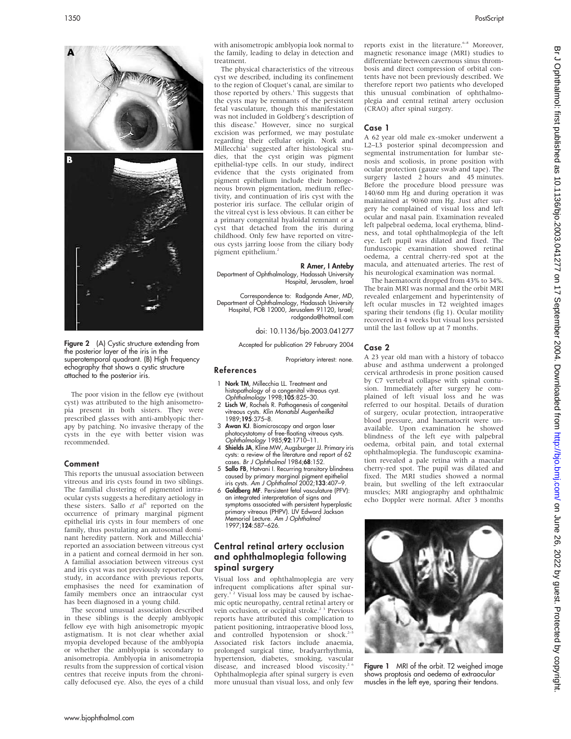Figure 2 (A) Cystic structure extending from the posterior layer of the iris in the superotemporal quadrant. (B) High frequency echography that shows a cystic structure attached to the posterior iris.

The poor vision in the fellow eye (without cyst) was attributed to the high anisometropia present in both sisters. They were prescribed glasses with anti-amblyopic therapy by patching. No invasive therapy of the cysts in the eye with better vision was recommended.

## Comment

This reports the unusual association between vitreous and iris cysts found in two siblings. The familial clustering of pigmented intraocular cysts suggests a hereditary aetiology in these sisters. Sallo *et al*[5] reported on the occurrence of primary marginal pigment epithelial iris cysts in four members of one family, thus postulating an autosomal dominant heredity pattern. Nork and Millecchia[1] reported an association between vitreous cyst in a patient and corneal dermoid in her son. A familial association between vitreous cyst and iris cyst was not previously reported. Our study, in accordance with previous reports, emphasises the need for examination of family members once an intraocular cyst has been diagnosed in a young child.

The second unusual association described in these siblings is the deeply amblyopic fellow eye with high anisometropic myopic astigmatism. It is not clear whether axial myopia developed because of the amblyopia or whether the amblyopia is secondary to anisometropia. Amblyopia in anisometropia results from the suppression of cortical vision centres that receive inputs from the chronically defocused eye. Also, the eyes of a child with anisometropic amblyopia look normal to the family, leading to delay in detection and treatment.

The physical characteristics of the vitreous cyst we described, including its confinement to the region of Cloquet's canal, are similar to those reported by others.[1] This suggests that the cysts may be remnants of the persistent fetal vasculature, though this manifestation was not included in Goldberg's description of this disease.[6] However, since no surgical excision was performed, we may postulate regarding their cellular origin. Nork and Millecchia[1] suggested after histological studies, that the cyst origin was pigment epithelial-type cells. In our study, indirect evidence that the cysts originated from pigment epithelium include their homogeneous brown pigmentation, medium reflectivity, and continuation of iris cyst with the posterior iris surface. The cellular origin of the vitreal cyst is less obvious. It can either be a primary congenital hyaloidal remnant or a cyst that detached from the iris during childhood. Only few have reported on vitreous cysts jarring loose from the ciliary body pigment epithelium.[2]

**R Amer, I Anteby**
Department of Ophthalmology, Hadassah University Hospital, Jerusalem, Israel

Correspondence to: Radgonde Amer, MD, Department of Ophthalmology, Hadassah University Hospital, POB 12000, Jerusalem 91120, Israel; rodgonda@hotmail.com

doi: 10.1136/bjo.2003.041277

Accepted for publication 29 February 2004

Proprietary interest: none.

## References

1. **Nork TM**, Millecchia LL. Treatment and histopathology of a congenital vitreous cyst. *Ophthalmology* 1998;**105**:825–30.
2. **Lisch W**, Rochels R. Pathogenesis of congenital vitreous cysts. *Klin Monatsbl Augenheilkd* 1989;**195**:375–8.
3. **Awan KJ**. Biomicroscopy and argon laser photocystotomy of free-floating vitreous cysts. *Ophthalmology* 1985;**92**:1710–11.
4. **Shields JA**, Kline MW, Augsburger JJ. Primary iris cysts: a review of the literature and report of 62 cases. *Br J Ophthalmol* 1984;**68**:152.
5. **Sallo FB**, Hatvani I. Recurring transitory blindness caused by primary marginal pigment epithelial iris cysts. *Am J Ophthalmol* 2002;**133**:407–9.
6. **Goldberg MF**. Persistent fetal vasculature (PFV): an integrated interpretation of signs and symptoms associated with persistent hyperplastic primary vitreous (PHPV). LIV Edward Jackson Memorial Lecture. *Am J Ophthalmol* 1997;**124**:587–626.

# Central retinal artery occlusion and ophthalmoplegia following spinal surgery

Visual loss and ophthalmoplegia are very infrequent complications after spinal surgery.[1,2] Visual loss may be caused by ischaemic optic neuropathy, central retinal artery or vein occlusion, or occipital stroke.[2,3] Previous reports have attributed this complication to patient positioning, intraoperative blood loss, and controlled hypotension or shock.[2–5] Associated risk factors include anaemia, prolonged surgical time, bradyarrhythmia, hypertension, diabetes, smoking, vascular disease, and increased blood viscosity.[2,6] Ophthalmoplegia after spinal surgery is even more unusual than visual loss, and only few reports exist in the literature.[6–8] Moreover, magnetic resonance image (MRI) studies to differentiate between cavernous sinus thrombosis and direct compression of orbital contents have not been previously described. We therefore report two patients who developed this unusual combination of ophthalmoplegia and central retinal artery occlusion (CRAO) after spinal surgery.

## Case 1

A 62 year old male ex-smoker underwent a L2–L3 posterior spinal decompression and segmental instrumentation for lumbar stenosis and scoliosis, in prone position with ocular protection (gauze swab and tape). The surgery lasted 2 hours and 45 minutes. Before the procedure blood pressure was 140/60 mm Hg and during operation it was maintained at 90/60 mm Hg. Just after surgery he complained of visual loss and left ocular and nasal pain. Examination revealed left palpebral oedema, local erythema, blindness, and total ophthalmoplegia of the left eye. Left pupil was dilated and fixed. The funduscopic examination showed retinal oedema, a central cherry-red spot at the macula, and attenuated arteries. The rest of his neurological examination was normal.

The haematocrit dropped from 43% to 34%. The brain MRI was normal and the orbit MRI revealed enlargement and hyperintensity of left ocular muscles in T2 weighted images sparing their tendons (fig 1). Ocular motility recovered in 4 weeks but visual loss persisted until the last follow up at 7 months.

## Case 2

A 23 year old man with a history of tobacco abuse and asthma underwent a prolonged cervical arthrodesis in prone position caused by C7 vertebral collapse with spinal contusion. Immediately after surgery he complained of left visual loss and he was referred to our hospital. Details of duration of surgery, ocular protection, intraoperative blood pressure, and haematocrit were unavailable. Upon examination he showed blindness of the left eye with palpebral oedema, orbital pain, and total external ophthalmoplegia. The funduscopic examination revealed a pale retina with a macular cherry-red spot. The pupil was dilated and fixed. The MRI studies showed a normal brain, but swelling of the left extraocular muscles; MRI angiography and ophthalmic echo Doppler were normal. After 3 months

Figure 1 MRI of the orbit. T2 weighed image shows proptosis and oedema of extraocular muscles in the left eye, sparing their tendons.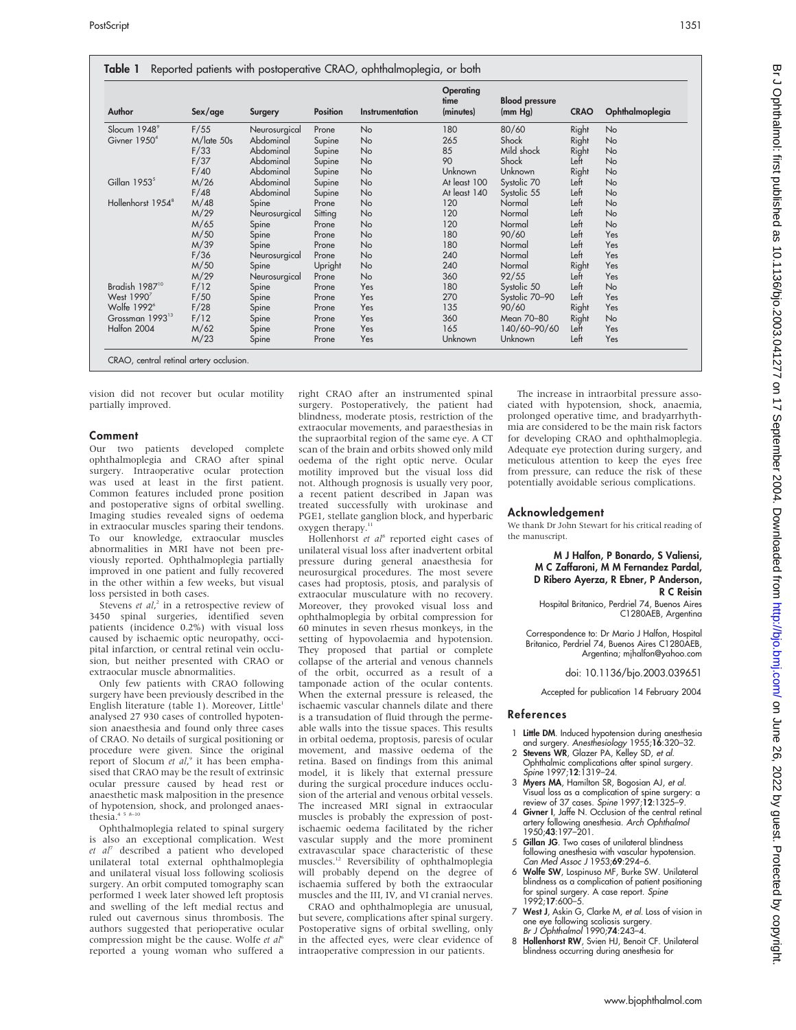**Table 1** Reported patients with postoperative CRAO, ophthalmoplegia, or both

| Author | Sex/age | Surgery | Position | Instrumentation | Operating time (minutes) | Blood pressure (mm Hg) | CRAO | Ophthalmoplegia |
|---|---|---|---|---|---|---|---|---|
| Slocum 1948[9] | F/55 | Neurosurgical | Prone | No | 180 | 80/60 | Right | No |
| Givner 1950[4] | M/late 50s | Abdominal | Supine | No | 265 | Shock | Right | No |
| | F/33 | Abdominal | Supine | No | 85 | Mild shock | Right | No |
| | F/37 | Abdominal | Supine | No | 90 | Shock | Left | No |
| | F/40 | Abdominal | Supine | No | Unknown | Unknown | Right | No |
| Gillan 1953[5] | M/26 | Abdominal | Supine | No | At least 100 | Systolic 70 | Left | No |
| | F/48 | Abdominal | Supine | No | At least 140 | Systolic 55 | Left | No |
| Hollenhorst 1954[8] | M/48 | Spine | Prone | No | 120 | Normal | Left | No |
| | M/29 | Neurosurgical | Sitting | No | 120 | Normal | Left | No |
| | M/65 | Spine | Prone | No | 120 | Normal | Left | No |
| | M/50 | Spine | Prone | No | 180 | 90/60 | Left | Yes |
| | M/39 | Spine | Prone | No | 180 | Normal | Left | Yes |
| | F/36 | Neurosurgical | Prone | No | 240 | Normal | Left | Yes |
| | M/50 | Spine | Upright | No | 240 | Normal | Right | Yes |
| | M/29 | Neurosurgical | Prone | No | 360 | 92/55 | Left | Yes |
| Bradish 1987[10] | F/12 | Spine | Prone | Yes | 180 | Systolic 50 | Left | No |
| West 1990[7] | F/50 | Spine | Prone | Yes | 270 | Systolic 70–90 | Left | Yes |
| Wolfe 1992[6] | F/28 | Spine | Prone | Yes | 135 | 90/60 | Right | Yes |
| Grossman 1993[13] | F/12 | Spine | Prone | Yes | 360 | Mean 70–80 | Right | No |
| Halfon 2004 | M/62 | Spine | Prone | Yes | 165 | 140/60–90/60 | Left | Yes |
| | M/23 | Spine | Prone | Yes | Unknown | Unknown | Left | Yes |

CRAO, central retinal artery occlusion.

vision did not recover but ocular motility partially improved.

## Comment

Our two patients developed complete ophthalmoplegia and CRAO after spinal surgery. Intraoperative ocular protection was used at least in the first patient. Common features included prone position and postoperative signs of orbital swelling. Imaging studies revealed signs of oedema in extraocular muscles sparing their tendons. To our knowledge, extraocular muscles abnormalities in MRI have not been previously reported. Ophthalmoplegia partially improved in one patient and fully recovered in the other within a few weeks, but visual loss persisted in both cases.

Stevens *et al*,[2] in a retrospective review of 3450 spinal surgeries, identified seven patients (incidence 0.2%) with visual loss caused by ischaemic optic neuropathy, occipital infarction, or central retinal vein occlusion, but neither presented with CRAO or extraocular muscle abnormalities.

Only few patients with CRAO following surgery have been previously described in the English literature (table 1). Moreover, Little[1] analysed 27 930 cases of controlled hypotension anaesthesia and found only three cases of CRAO. No details of surgical positioning or procedure were given. Since the original report of Slocum *et al*,[9] it has been emphasised that CRAO may be the result of extrinsic ocular pressure caused by head rest or anaesthetic mask malposition in the presence of hypotension, shock, and prolonged anaesthesia.[4 5 8–10]

Ophthalmoplegia related to spinal surgery is also an exceptional complication. West *et al*[7] described a patient who developed unilateral total external ophthalmoplegia and unilateral visual loss following scoliosis surgery. An orbit computed tomography scan performed 1 week later showed left proptosis and swelling of the left medial rectus and ruled out cavernous sinus thrombosis. The authors suggested that perioperative ocular compression might be the cause. Wolfe *et al*[6] reported a young woman who suffered a right CRAO after an instrumented spinal surgery. Postoperatively, the patient had blindness, moderate ptosis, restriction of the extraocular movements, and paraesthesias in the supraorbital region of the same eye. A CT scan of the brain and orbits showed only mild oedema of the right optic nerve. Ocular motility improved but the visual loss did not. Although prognosis is usually very poor, a recent patient described in Japan was treated successfully with urokinase and PGE1, stellate ganglion block, and hyperbaric oxygen therapy.[11]

Hollenhorst *et al*[8] reported eight cases of unilateral visual loss after inadvertent orbital pressure during general anaesthesia for neurosurgical procedures. The most severe cases had proptosis, ptosis, and paralysis of extraocular musculature with no recovery. Moreover, they provoked visual loss and ophthalmoplegia by orbital compression for 60 minutes in seven rhesus monkeys, in the setting of hypovolaemia and hypotension. They proposed that partial or complete collapse of the arterial and venous channels of the orbit, occurred as a result of a tamponade action of the ocular contents. When the external pressure is released, the ischaemic vascular channels dilate and there is a transudation of fluid through the permeable walls into the tissue spaces. This results in orbital oedema, proptosis, paresis of ocular movement, and massive oedema of the retina. Based on findings from this animal model, it is likely that external pressure during the surgical procedure induces occlusion of the arterial and venous orbital vessels. The increased MRI signal in extraocular muscles is probably the expression of postischaemic oedema facilitated by the richer vascular supply and the more prominent extravascular space characteristic of these muscles.[12] Reversibility of ophthalmoplegia will probably depend on the degree of ischaemia suffered by both the extraocular muscles and the III, IV, and VI cranial nerves.

CRAO and ophthalmoplegia are unusual, but severe, complications after spinal surgery. Postoperative signs of orbital swelling, only in the affected eyes, were clear evidence of intraoperative compression in our patients.

The increase in intraorbital pressure associated with hypotension, shock, anaemia, prolonged operative time, and bradyarrhythmia are considered to be the main risk factors for developing CRAO and ophthalmoplegia. Adequate eye protection during surgery, and meticulous attention to keep the eyes free from pressure, can reduce the risk of these potentially avoidable serious complications.

## Acknowledgement

We thank Dr John Stewart for his critical reading of the manuscript.

**M J Halfon, P Bonardo, S Valiensi, M C Zaffaroni, M M Fernandez Pardal, D Ribero Ayerza, R Ebner, P Anderson, R C Reisin**

Hospital Britanico, Perdriel 74, Buenos Aires C1280AEB, Argentina

Correspondence to: Dr Mario J Halfon, Hospital Britanico, Perdriel 74, Buenos Aires C1280AEB, Argentina; mjhalfon@yahoo.com

doi: 10.1136/bjo.2003.039651

Accepted for publication 14 February 2004

## References

1. **Little DM**. Induced hypotension during anesthesia and surgery. *Anesthesiology* 1955;**16**:320–32.
2. **Stevens WR**, Glazer PA, Kelley SD, *et al*. Ophthalmic complications after spinal surgery. *Spine* 1997;**12**:1319–24.
3. **Myers MA**, Hamilton SR, Bogosian AJ, *et al*. Visual loss as a complication of spine surgery: a review of 37 cases. *Spine* 1997;**12**:1325–9.
4. **Givner I**, Jaffe N. Occlusion of the central retinal artery following anesthesia. *Arch Ophthalmol* 1950;**43**:197–201.
5. **Gillan JG**. Two cases of unilateral blindness following anesthesia with vascular hypotension. *Can Med Assoc J* 1953;**69**:294–6.
6. **Wolfe SW**, Lospinuso MF, Burke SW. Unilateral blindness as a complication of patient positioning for spinal surgery. A case report. *Spine* 1992;**17**:600–5.
7. **West J**, Askin G, Clarke M, *et al*. Loss of vision in one eye following scoliosis surgery. *Br J Ophthalmol* 1990;**74**:243–4.
8. **Hollenhorst RW**, Svien HJ, Benoit CF. Unilateral blindness occurring during anesthesia for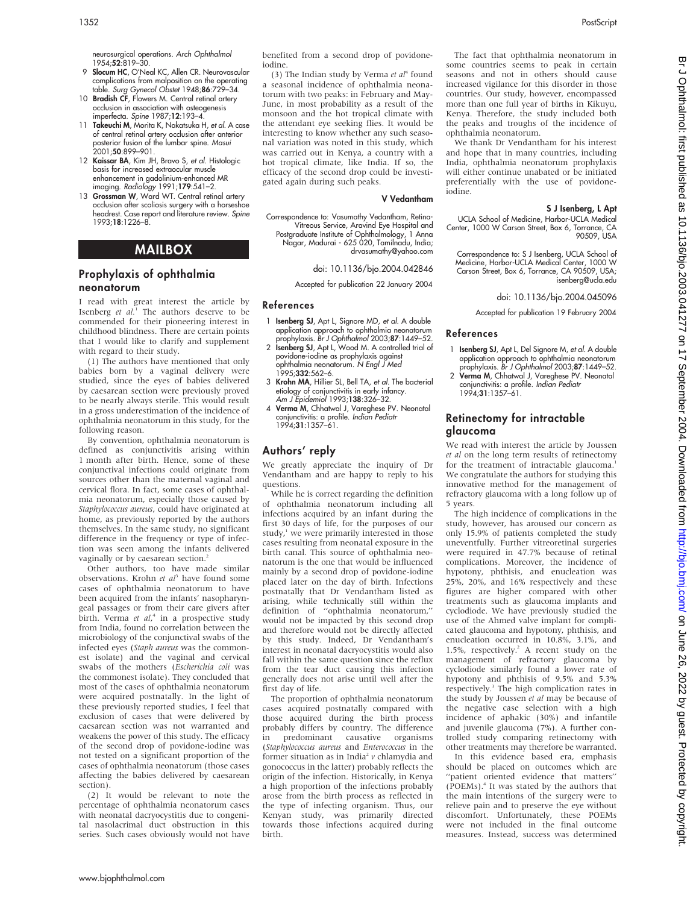neurosurgical operations. *Arch Ophthalmol* 1954;**52**:819–30.

9 **Slocum HC**, O'Neal KC, Allen CR. Neurovascular complications from malposition on the operating table. *Surg Gynecol Obstet* 1948;**86**:729–34.
10 **Bradish CF**, Flowers M. Central retinal artery occlusion in association with osteogenesis imperfecta. *Spine* 1987;**12**:193–4.
11 **Takeuchi M**, Morita K, Nakatsuka H, *et al*. A case of central retinal artery occlusion after anterior posterior fusion of the lumbar spine. *Masui* 2001;**50**:899–901.
12 **Kaissar BA**, Kim JH, Bravo S, *et al*. Histologic basis for increased extraocular muscle enhancement in gadolinium-enhanced MR imaging. *Radiology* 1991;**179**:541–2.
13 **Grossman W**, Ward WT. Central retinal artery occlusion after scoliosis surgery with a horseshoe headrest. Case report and literature review. *Spine* 1993;**18**:1226–8.

# MAILBOX

## Prophylaxis of ophthalmia neonatorum

I read with great interest the article by Isenberg *et al*.[1] The authors deserve to be commended for their pioneering interest in childhood blindness. There are certain points that I would like to clarify and supplement with regard to their study.

(1) The authors have mentioned that only babies born by a vaginal delivery were studied, since the eyes of babies delivered by caesarean section were previously proved to be nearly always sterile. This would result in a gross underestimation of the incidence of ophthalmia neonatorum in this study, for the following reason.

By convention, ophthalmia neonatorum is defined as conjunctivitis arising within 1 month after birth. Hence, some of these conjunctival infections could originate from sources other than the maternal vaginal and cervical flora. In fact, some cases of ophthalmia neonatorum, especially those caused by *Staphylococcus aureus*, could have originated at home, as previously reported by the authors themselves. In the same study, no significant difference in the frequency or type of infection was seen among the infants delivered vaginally or by caesarean section.[2]

Other authors, too have made similar observations. Krohn *et al*[3] have found some cases of ophthalmia neonatorum to have been acquired from the infants' nasopharyngeal passages or from their care givers after birth. Verma *et al*,[4] in a prospective study from India, found no correlation between the microbiology of the conjunctival swabs of the infected eyes (*Staph aureus* was the commonest isolate) and the vaginal and cervical swabs of the mothers (*Escherichia coli* was the commonest isolate). They concluded that most of the cases of ophthalmia neonatorum were acquired postnatally. In the light of these previously reported studies, I feel that exclusion of cases that were delivered by caesarean section was not warranted and weakens the power of this study. The efficacy of the second drop of povidone-iodine was not tested on a significant proportion of the cases of ophthalmia neonatorum (those cases affecting the babies delivered by caesarean section).

(2) It would be relevant to note the percentage of ophthalmia neonatorum cases with neonatal dacryocystitis due to congenital nasolacrimal duct obstruction in this series. Such cases obviously would not have benefited from a second drop of povidone-iodine.

(3) The Indian study by Verma *et al*[4] found a seasonal incidence of ophthalmia neonatorum with two peaks: in February and May-June, in most probability as a result of the monsoon and the hot tropical climate with the attendant eye seeking flies. It would be interesting to know whether any such seasonal variation was noted in this study, which was carried out in Kenya, a country with a hot tropical climate, like India. If so, the efficacy of the second drop could be investigated again during such peaks.

**V Vedantham**

Correspondence to: Vasumathy Vedantham, Retina-Vitreous Service, Aravind Eye Hospital and Postgraduate Institute of Ophthalmology, 1 Anna Nagar, Madurai - 625 020, Tamilnadu, India; drvasumathy@yahoo.com

doi: 10.1136/bjo.2004.042846

Accepted for publication 22 January 2004

### References

1 **Isenberg SJ**, Apt L, Signore MD, *et al*. A double application approach to ophthalmia neonatorum prophylaxis. *Br J Ophthalmol* 2003;**87**:1449–52.
2 **Isenberg SJ**, Apt L, Wood M. A controlled trial of povidone-iodine as prophylaxis against ophthalmia neonatorum. *N Engl J Med* 1995;**332**:562–6.
3 **Krohn MA**, Hillier SL, Bell TA, *et al*. The bacterial etiology of conjunctivitis in early infancy. *Am J Epidemiol* 1993;**138**:326–32.
4 **Verma M**, Chhatwal J, Vareghese PV. Neonatal conjunctivitis: a profile. *Indian Pediatr* 1994;**31**:1357–61.

## Authors' reply

We greatly appreciate the inquiry of Dr Vendantham and are happy to reply to his questions.

While he is correct regarding the definition of ophthalmia neonatorum including all infections acquired by an infant during the first 30 days of life, for the purposes of our study,[1] we were primarily interested in those cases resulting from neonatal exposure in the birth canal. This source of ophthalmia neonatorum is the one that would be influenced mainly by a second drop of povidone-iodine placed later on the day of birth. Infections postnatally that Dr Vendantham listed as arising, while technically still within the definition of "ophthalmia neonatorum," would not be impacted by this second drop and therefore would not be directly affected by this study. Indeed, Dr Vendantham's interest in neonatal dacryocystitis would also fall within the same question since the reflux from the tear duct causing this infection generally does not arise until well after the first day of life.

The proportion of ophthalmia neonatorum cases acquired postnatally compared with those acquired during the birth process probably differs by country. The difference in predominant causative organisms (*Staphylococcus aureus* and *Enterococcus* in the former situation as in India[2] *v* chlamydia and gonococcus in the latter) probably reflects the origin of the infection. Historically, in Kenya a high proportion of the infections probably arose from the birth process as reflected in the type of infecting organism. Thus, our Kenyan study, was primarily directed towards those infections acquired during birth.

The fact that ophthalmia neonatorum in some countries seems to peak in certain seasons and not in others should cause increased vigilance for this disorder in those countries. Our study, however, encompassed more than one full year of births in Kikuyu, Kenya. Therefore, the study included both the peaks and troughs of the incidence of ophthalmia neonatorum.

We thank Dr Vendantham for his interest and hope that in many countries, including India, ophthalmia neonatorum prophylaxis will either continue unabated or be initiated preferentially with the use of povidone-iodine.

**S J Isenberg, L Apt**

UCLA School of Medicine, Harbor-UCLA Medical Center, 1000 W Carson Street, Box 6, Torrance, CA 90509, USA

Correspondence to: S J Isenberg, UCLA School of Medicine, Harbor-UCLA Medical Center, 1000 W Carson Street, Box 6, Torrance, CA 90509, USA; isenberg@ucla.edu

doi: 10.1136/bjo.2004.045096

Accepted for publication 19 February 2004

### References

1 **Isenberg SJ**, Apt L, Del Signore M, *et al*. A double application approach to ophthalmia neonatorum prophylaxis. *Br J Ophthalmol* 2003;**87**:1449–52.
2 **Verma M**, Chhatwal J, Vareghese PV. Neonatal conjunctivitis: a profile. *Indian Pediatr* 1994;**31**:1357–61.

## Retinectomy for intractable glaucoma

We read with interest the article by Joussen *et al* on the long term results of retinectomy for the treatment of intractable glaucoma.[1] We congratulate the authors for studying this innovative method for the management of refractory glaucoma with a long follow up of 5 years.

The high incidence of complications in the study, however, has aroused our concern as only 15.9% of patients completed the study uneventfully. Further vitreoretinal surgeries were required in 47.7% because of retinal complications. Moreover, the incidence of hypotony, phthisis, and enucleation was 25%, 20%, and 16% respectively and these figures are higher compared with other treatments such as glaucoma implants and cyclodiode. We have previously studied the use of the Ahmed valve implant for complicated glaucoma and hypotony, phthisis, and enucleation occurred in 10.8%, 3.1%, and 1.5%, respectively.[2] A recent study on the management of refractory glaucoma by cyclodiode similarly found a lower rate of hypotony and phthisis of 9.5% and 5.3% respectively.[3] The high complication rates in the study by Joussen *et al* may be because of the negative case selection with a high incidence of aphakic (30%) and infantile and juvenile glaucoma (7%). A further controlled study comparing retinectomy with other treatments may therefore be warranted.

In this evidence based era, emphasis should be placed on outcomes which are "patient oriented evidence that matters" (POEMs).[4] It was stated by the authors that the main intentions of the surgery were to relieve pain and to preserve the eye without discomfort. Unfortunately, these POEMs were not included in the final outcome measures. Instead, success was determined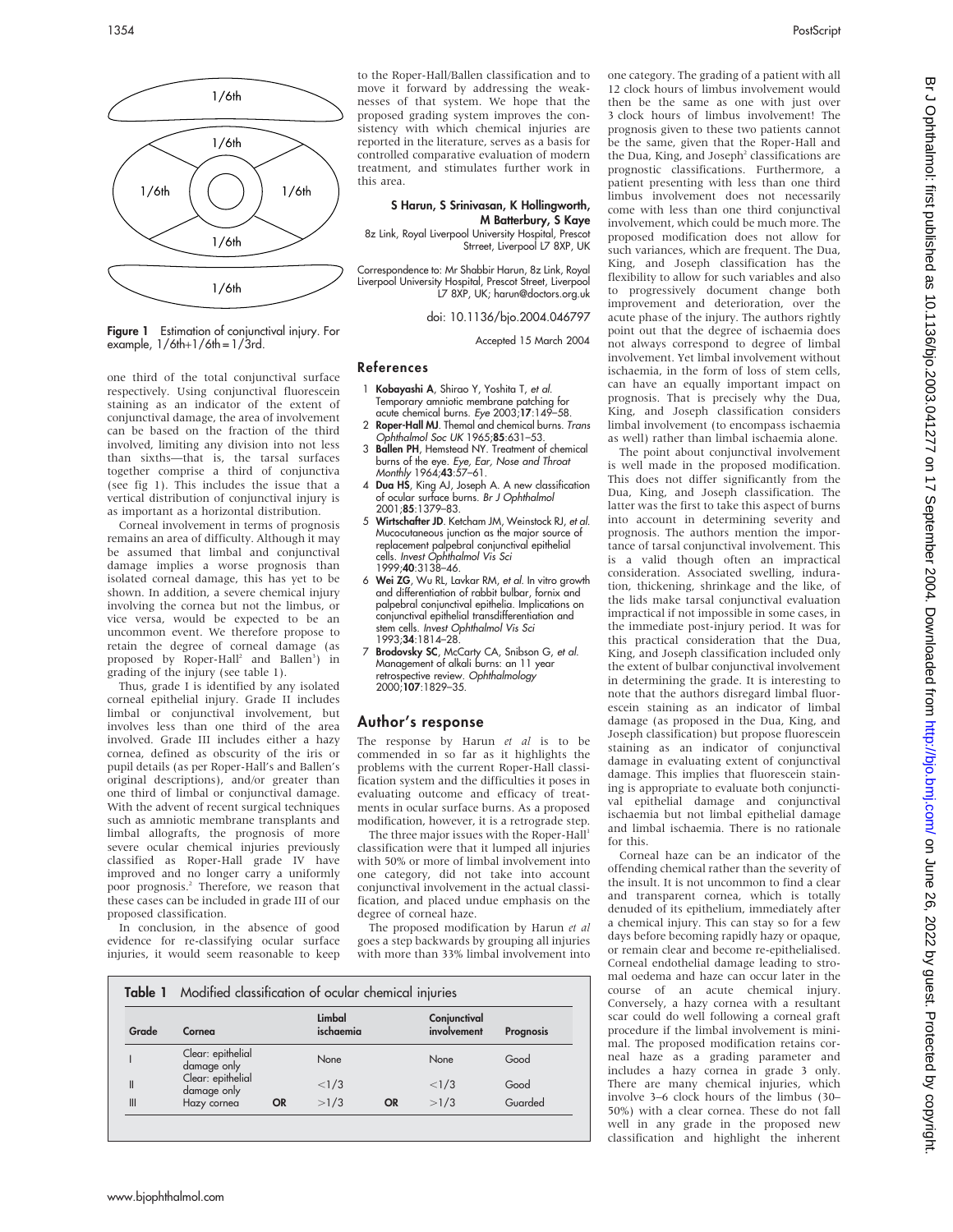Figure 1 Estimation of conjunctival injury. For example, 1/6th+1/6th = 1/3rd.

one third of the total conjunctival surface respectively. Using conjunctival fluorescein staining as an indicator of the extent of conjunctival damage, the area of involvement can be based on the fraction of the third involved, limiting any division into not less than sixths—that is, the tarsal surfaces together comprise a third of conjunctiva (see fig 1). This includes the issue that a vertical distribution of conjunctival injury is as important as a horizontal distribution.

Corneal involvement in terms of prognosis remains an area of difficulty. Although it may be assumed that limbal and conjunctival damage implies a worse prognosis than isolated corneal damage, this has yet to be shown. In addition, a severe chemical injury involving the cornea but not the limbus, or vice versa, would be expected to be an uncommon event. We therefore propose to retain the degree of corneal damage (as proposed by Roper-Hall[2] and Ballen[3]) in grading of the injury (see table 1).

Thus, grade I is identified by any isolated corneal epithelial injury. Grade II includes limbal or conjunctival involvement, but involves less than one third of the area involved. Grade III includes either a hazy cornea, defined as obscurity of the iris or pupil details (as per Roper-Hall's and Ballen's original descriptions), and/or greater than one third of limbal or conjunctival damage. With the advent of recent surgical techniques such as amniotic membrane transplants and limbal allografts, the prognosis of more severe ocular chemical injuries previously classified as Roper-Hall grade IV have improved and no longer carry a uniformly poor prognosis.[2] Therefore, we reason that these cases can be included in grade III of our proposed classification.

In conclusion, in the absence of good evidence for re-classifying ocular surface injuries, it would seem reasonable to keep to the Roper-Hall/Ballen classification and to move it forward by addressing the weaknesses of that system. We hope that the proposed grading system improves the consistency with which chemical injuries are reported in the literature, serves as a basis for controlled comparative evaluation of modern treatment, and stimulates further work in this area.

**S Harun, S Srinivasan, K Hollingworth, M Batterbury, S Kaye**
8z Link, Royal Liverpool University Hospital, Prescot Strreet, Liverpool L7 8XP, UK

Correspondence to: Mr Shabbir Harun, 8z Link, Royal Liverpool University Hospital, Prescot Street, Liverpool L7 8XP, UK; harun@doctors.org.uk

doi: 10.1136/bjo.2004.046797

Accepted 15 March 2004

## References

1. **Kobayashi A**, Shirao Y, Yoshita T, *et al*. Temporary amniotic membrane patching for acute chemical burns. *Eye* 2003;**17**:149–58.
2. **Roper-Hall MJ**. Themal and chemical burns. *Trans Ophthalmol Soc UK* 1965;**85**:631–53.
3. **Ballen PH**, Hemstead NY. Treatment of chemical burns of the eye. *Eye, Ear, Nose and Throat Monthly* 1964;**43**:57–61.
4. **Dua HS**, King AJ, Joseph A. A new classification of ocular surface burns. *Br J Ophthalmol* 2001;**85**:1379–83.
5. **Wirtschafter JD**. Ketcham JM, Weinstock RJ, *et al*. Mucocutaneous junction as the major source of replacement palpebral conjunctival epithelial cells. *Invest Ophthalmol Vis Sci* 1999;**40**:3138–46.
6. **Wei ZG**, Wu RL, Lavkar RM, *et al*. In vitro growth and differentiation of rabbit bulbar, fornix and palpebral conjunctival epithelia. Implications on conjunctival epithelial transdifferentiation and stem cells. *Invest Ophthalmol Vis Sci* 1993;**34**:1814–28.
7. **Brodovsky SC**, McCarty CA, Snibson G, *et al*. Management of alkali burns: an 11 year retrospective review. *Ophthalmology* 2000;**107**:1829–35.

## Author's response

The response by Harun *et al* is to be commended in so far as it highlights the problems with the current Roper-Hall classification system and the difficulties it poses in evaluating outcome and efficacy of treatments in ocular surface burns. As a proposed modification, however, it is a retrograde step.

The three major issues with the Roper-Hall[1] classification were that it lumped all injuries with 50% or more of limbal involvement into one category, did not take into account conjunctival involvement in the actual classification, and placed undue emphasis on the degree of corneal haze.

The proposed modification by Harun *et al* goes a step backwards by grouping all injuries with more than 33% limbal involvement into one category. The grading of a patient with all 12 clock hours of limbus involvement would then be the same as one with just over 3 clock hours of limbus involvement! The prognosis given to these two patients cannot be the same, given that the Roper-Hall and the Dua, King, and Joseph[2] classifications are prognostic classifications. Furthermore, a patient presenting with less than one third limbus involvement does not necessarily come with less than one third conjunctival involvement, which could be much more. The proposed modification does not allow for such variances, which are frequent. The Dua, King, and Joseph classification has the flexibility to allow for such variables and also to progressively document change both improvement and deterioration, over the acute phase of the injury. The authors rightly point out that the degree of ischaemia does not always correspond to degree of limbal involvement. Yet limbal involvement without ischaemia, in the form of loss of stem cells, can have an equally important impact on prognosis. That is precisely why the Dua, King, and Joseph classification considers limbal involvement (to encompass ischaemia as well) rather than limbal ischaemia alone.

The point about conjunctival involvement is well made in the proposed modification. This does not differ significantly from the Dua, King, and Joseph classification. The latter was the first to take this aspect of burns into account in determining severity and prognosis. The authors mention the importance of tarsal conjunctival involvement. This is a valid though often an impractical consideration. Associated swelling, induration, thickening, shrinkage and the like, of the lids make tarsal conjunctival evaluation impractical if not impossible in some cases, in the immediate post-injury period. It was for this practical consideration that the Dua, King, and Joseph classification included only the extent of bulbar conjunctival involvement in determining the grade. It is interesting to note that the authors disregard limbal fluorescein staining as an indicator of limbal damage (as proposed in the Dua, King, and Joseph classification) but propose fluorescein staining as an indicator of conjunctival damage in evaluating extent of conjunctival damage. This implies that fluorescein staining is appropriate to evaluate both conjunctival epithelial damage and conjunctival ischaemia but not limbal epithelial damage and limbal ischaemia. There is no rationale for this.

Corneal haze can be an indicator of the offending chemical rather than the severity of the insult. It is not uncommon to find a clear and transparent cornea, which is totally denuded of its epithelium, immediately after a chemical injury. This can stay so for a few days before becoming rapidly hazy or opaque, or remain clear and become re-epithelialised. Corneal endothelial damage leading to stromal oedema and haze can occur later in the course of an acute chemical injury. Conversely, a hazy cornea with a resultant scar could do well following a corneal graft procedure if the limbal involvement is minimal. The proposed modification retains corneal haze as a grading parameter and includes a hazy cornea in grade 3 only. There are many chemical injuries, which involve 3–6 clock hours of the limbus (30–50%) with a clear cornea. These do not fall well in any grade in the proposed new classification and highlight the inherent

**Table 1** Modified classification of ocular chemical injuries

| Grade | Cornea | | Limbal ischaemia | | Conjunctival involvement | Prognosis |
|---|---|---|---|---|---|---|
| I | Clear: epithelial damage only | | None | | None | Good |
| II | Clear: epithelial damage only | | <1/3 | | <1/3 | Good |
| III | Hazy cornea | OR | >1/3 | OR | >1/3 | Guarded |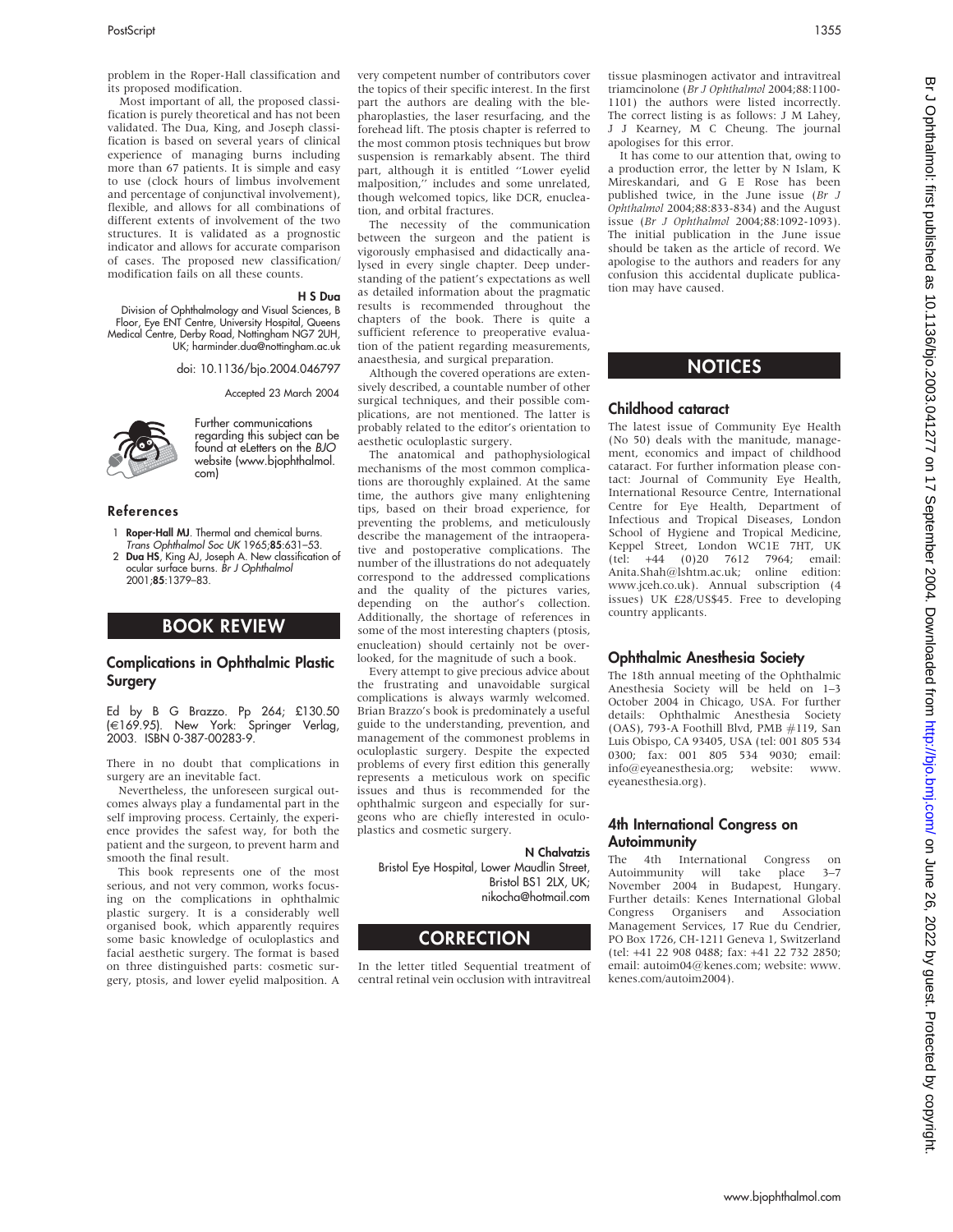problem in the Roper-Hall classification and its proposed modification.

Most important of all, the proposed classification is purely theoretical and has not been validated. The Dua, King, and Joseph classification is based on several years of clinical experience of managing burns including more than 67 patients. It is simple and easy to use (clock hours of limbus involvement and percentage of conjunctival involvement), flexible, and allows for all combinations of different extents of involvement of the two structures. It is validated as a prognostic indicator and allows for accurate comparison of cases. The proposed new classification/modification fails on all these counts.

**H S Dua**

Division of Ophthalmology and Visual Sciences, B Floor, Eye ENT Centre, University Hospital, Queens Medical Centre, Derby Road, Nottingham NG7 2UH, UK; harminder.dua@nottingham.ac.uk

doi: 10.1136/bjo.2004.046797

Accepted 23 March 2004

Further communications regarding this subject can be found at eLetters on the *BJO* website (www.bjophthalmol.com)

### References

1. **Roper-Hall MJ**. Thermal and chemical burns. *Trans Ophthalmol Soc UK* 1965;**85**:631–53.
2. **Dua HS**, King AJ, Joseph A. New classification of ocular surface burns. *Br J Ophthalmol* 2001;**85**:1379–83.

## BOOK REVIEW

### Complications in Ophthalmic Plastic Surgery

Ed by B G Brazzo. Pp 264; £130.50 (€169.95). New York: Springer Verlag, 2003. ISBN 0-387-00283-9.

There in no doubt that complications in surgery are an inevitable fact.

Nevertheless, the unforeseen surgical outcomes always play a fundamental part in the self improving process. Certainly, the experience provides the safest way, for both the patient and the surgeon, to prevent harm and smooth the final result.

This book represents one of the most serious, and not very common, works focusing on the complications in ophthalmic plastic surgery. It is a considerably well organised book, which apparently requires some basic knowledge of oculoplastics and facial aesthetic surgery. The format is based on three distinguished parts: cosmetic surgery, ptosis, and lower eyelid malposition. A very competent number of contributors cover the topics of their specific interest. In the first part the authors are dealing with the blepharoplasties, the laser resurfacing, and the forehead lift. The ptosis chapter is referred to the most common ptosis techniques but brow suspension is remarkably absent. The third part, although it is entitled "Lower eyelid malposition," includes and some unrelated, though welcomed topics, like DCR, enucleation, and orbital fractures.

The necessity of the communication between the surgeon and the patient is vigorously emphasised and didactically analysed in every single chapter. Deep understanding of the patient's expectations as well as detailed information about the pragmatic results is recommended throughout the chapters of the book. There is quite a sufficient reference to preoperative evaluation of the patient regarding measurements, anaesthesia, and surgical preparation.

Although the covered operations are extensively described, a countable number of other surgical techniques, and their possible complications, are not mentioned. The latter is probably related to the editor's orientation to aesthetic oculoplastic surgery.

The anatomical and pathophysiological mechanisms of the most common complications are thoroughly explained. At the same time, the authors give many enlightening tips, based on their broad experience, for preventing the problems, and meticulously describe the management of the intraoperative and postoperative complications. The number of the illustrations do not adequately correspond to the addressed complications and the quality of the pictures varies, depending on the author's collection. Additionally, the shortage of references in some of the most interesting chapters (ptosis, enucleation) should certainly not be overlooked, for the magnitude of such a book.

Every attempt to give precious advice about the frustrating and unavoidable surgical complications is always warmly welcomed. Brian Brazzo's book is predominately a useful guide to the understanding, prevention, and management of the commonest problems in oculoplastic surgery. Despite the expected problems of every first edition this generally represents a meticulous work on specific issues and thus is recommended for the ophthalmic surgeon and especially for surgeons who are chiefly interested in oculoplastics and cosmetic surgery.

**N Chalvatzis**

Bristol Eye Hospital, Lower Maudlin Street, Bristol BS1 2LX, UK; nikocha@hotmail.com

## CORRECTION

In the letter titled Sequential treatment of central retinal vein occlusion with intravitreal tissue plasminogen activator and intravitreal triamcinolone (*Br J Ophthalmol* 2004;88:1100-1101) the authors were listed incorrectly. The correct listing is as follows: J M Lahey, J J Kearney, M C Cheung. The journal apologises for this error.

It has come to our attention that, owing to a production error, the letter by N Islam, K Mireskandari, and G E Rose has been published twice, in the June issue (*Br J Ophthalmol* 2004;88:833-834) and the August issue (*Br J Ophthalmol* 2004;88:1092-1093). The initial publication in the June issue should be taken as the article of record. We apologise to the authors and readers for any confusion this accidental duplicate publication may have caused.

## NOTICES

### Childhood cataract

The latest issue of Community Eye Health (No 50) deals with the manitude, management, economics and impact of childhood cataract. For further information please contact: Journal of Community Eye Health, International Resource Centre, International Centre for Eye Health, Department of Infectious and Tropical Diseases, London School of Hygiene and Tropical Medicine, Keppel Street, London WC1E 7HT, UK (tel: +44 (0)20 7612 7964; email: Anita.Shah@lshtm.ac.uk; online edition: www.jceh.co.uk). Annual subscription (4 issues) UK £28/US$45. Free to developing country applicants.

### Ophthalmic Anesthesia Society

The 18th annual meeting of the Ophthalmic Anesthesia Society will be held on 1–3 October 2004 in Chicago, USA. For further details: Ophthalmic Anesthesia Society (OAS), 793-A Foothill Blvd, PMB #119, San Luis Obispo, CA 93405, USA (tel: 001 805 534 0300; fax: 001 805 534 9030; email: info@eyeanesthesia.org; website: www.eyeanesthesia.org).

### 4th International Congress on Autoimmunity

The 4th International Congress on Autoimmunity will take place 3–7 November 2004 in Budapest, Hungary. Further details: Kenes International Global Congress Organisers and Association Management Services, 17 Rue du Cendrier, PO Box 1726, CH-1211 Geneva 1, Switzerland (tel: +41 22 908 0488; fax: +41 22 732 2850; email: autoim04@kenes.com; website: www.kenes.com/autoim2004).